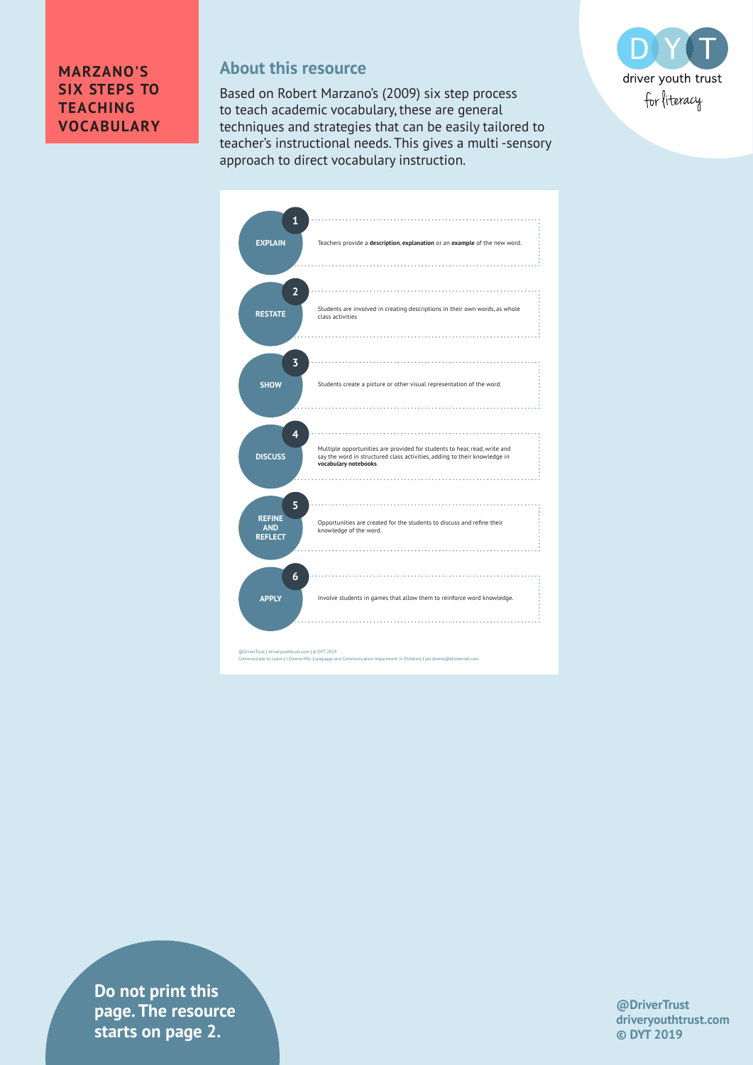# MARZANO'S SIX STEPS TO TEACHING VOCABULARY

## About this resource

Based on Robert Marzano's (2009) six step process to teach academic vocabulary, these are general techniques and strategies that can be easily tailored to teacher's instructional needs. This gives a multi -sensory approach to direct vocabulary instruction.

driver youth trust
for literacy

**1 EXPLAIN**
Teachers provide a **description**, **explanation** or an **example** of the new word.

**2 RESTATE**
Students are involved in creating descriptions in their own words, as whole class activities

**3 SHOW**
Students create a picture or other visual representation of the word.

**4 DISCUSS**
Multiple opportunities are provided for students to hear, read, write and say the word in structured class activities, adding to their knowledge in **vocabulary notebooks**.

**5 REFINE AND REFLECT**
Opportunities are created for the students to discuss and refine their knowledge of the word.

**6 APPLY**
Involve students in games that allow them to reinforce word knowledge.

@DriverTrust | driveryouthtrust.com | © DYT 2019
Communicate to Learn | J Downs MSc (Language and Communication Impairment in Children) | jan.downs@btinternet.com

**Do not print this page. The resource starts on page 2.**

**@DriverTrust**
**driveryouthtrust.com**
**© DYT 2019**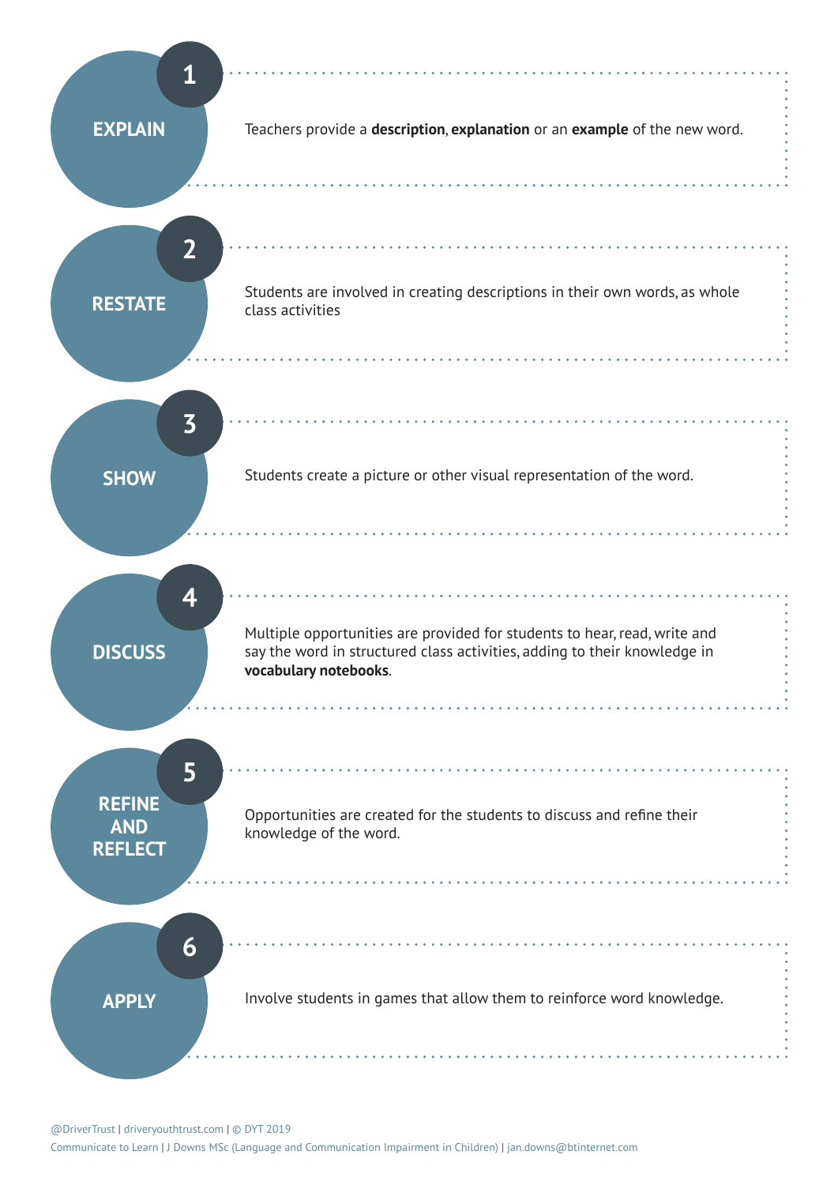## 1 EXPLAIN

Teachers provide a **description**, **explanation** or an **example** of the new word.

## 2 RESTATE

Students are involved in creating descriptions in their own words, as whole class activities

## 3 SHOW

Students create a picture or other visual representation of the word.

## 4 DISCUSS

Multiple opportunities are provided for students to hear, read, write and say the word in structured class activities, adding to their knowledge in **vocabulary notebooks**.

## 5 REFINE AND REFLECT

Opportunities are created for the students to discuss and refine their knowledge of the word.

## 6 APPLY

Involve students in games that allow them to reinforce word knowledge.

@DriverTrust | driveryouthtrust.com | © DYT 2019

Communicate to Learn | J Downs MSc (Language and Communication Impairment in Children) | jan.downs@btinternet.com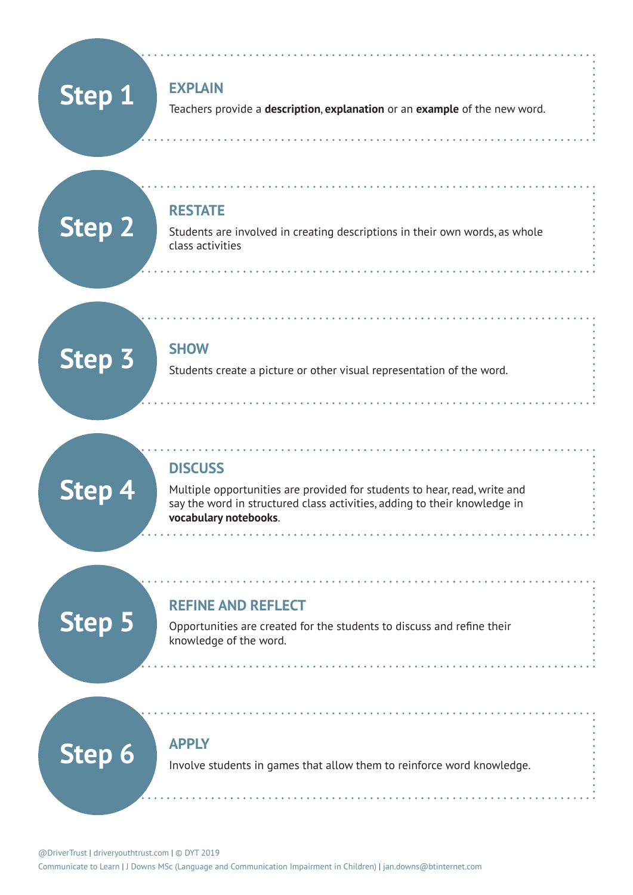## Step 1

### EXPLAIN

Teachers provide a **description**, **explanation** or an **example** of the new word.

## Step 2

### RESTATE

Students are involved in creating descriptions in their own words, as whole class activities

## Step 3

### SHOW

Students create a picture or other visual representation of the word.

## Step 4

### DISCUSS

Multiple opportunities are provided for students to hear, read, write and say the word in structured class activities, adding to their knowledge in **vocabulary notebooks**.

## Step 5

### REFINE AND REFLECT

Opportunities are created for the students to discuss and refine their knowledge of the word.

## Step 6

### APPLY

Involve students in games that allow them to reinforce word knowledge.

@DriverTrust | driveryouthtrust.com | © DYT 2019

Communicate to Learn | J Downs MSc (Language and Communication Impairment in Children) | jan.downs@btinternet.com